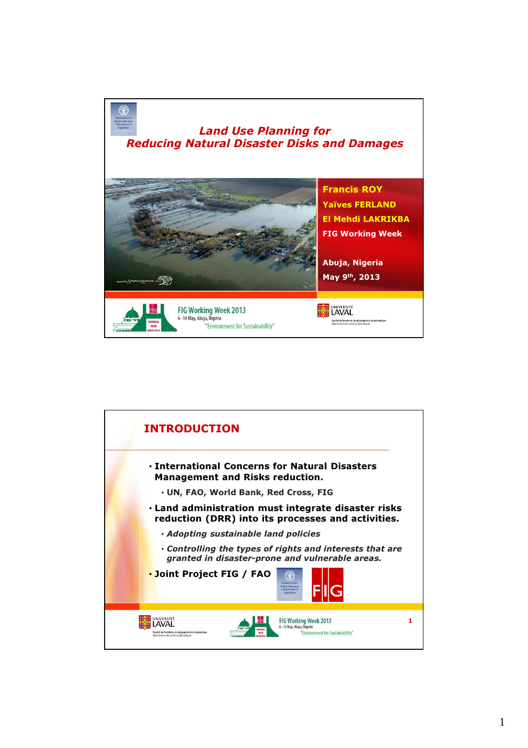# *Land Use Planning for Reducing Natural Disaster Disks and Damages*

**Francis ROY**
**Yaïves FERLAND**
**El Mehdi LAKRIKBA**
**FIG Working Week**

**Abuja, Nigeria**
**May 9th, 2013**

FIG Working Week 2013
6–10 May, Abuja, Nigeria
"Environment for Sustainability"

Université Laval

## INTRODUCTION

- **International Concerns for Natural Disasters Management and Risks reduction.**
  - **UN, FAO, World Bank, Red Cross, FIG**
- **Land administration must integrate disaster risks reduction (DRR) into its processes and activities.**
  - ***Adopting sustainable land policies***
  - ***Controlling the types of rights and interests that are granted in disaster-prone and vulnerable areas.***
- **Joint Project FIG / FAO**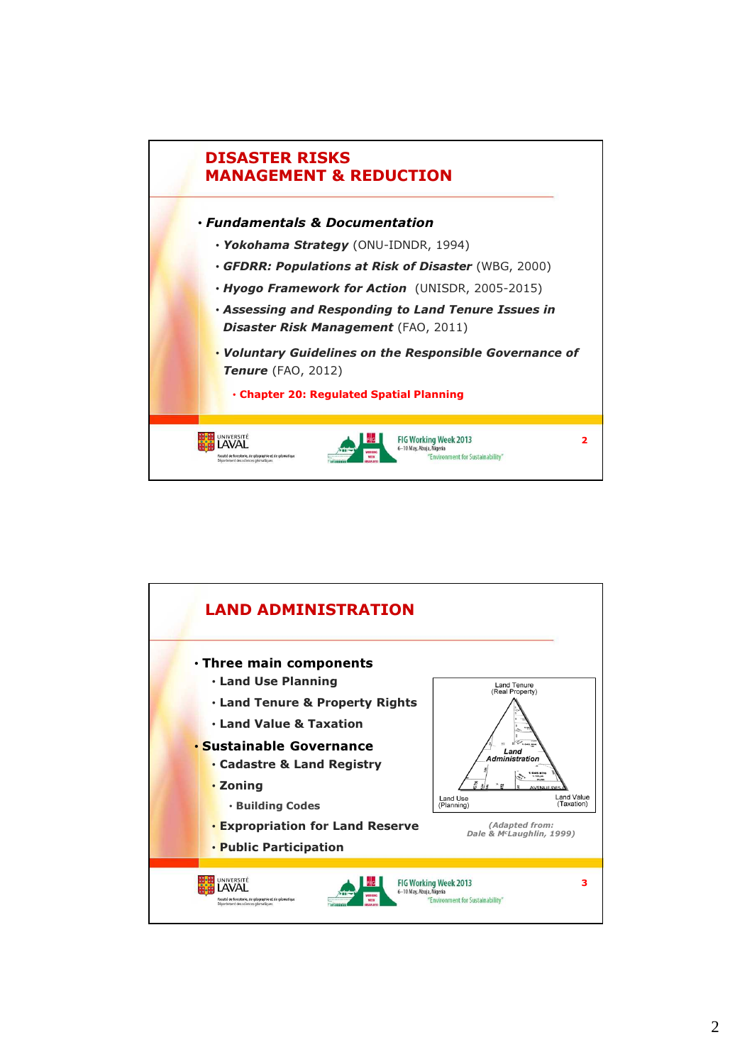## DISASTER RISKS MANAGEMENT & REDUCTION

- ***Fundamentals & Documentation***
  - ***Yokohama Strategy*** (ONU-IDNDR, 1994)
  - ***GFDRR: Populations at Risk of Disaster*** (WBG, 2000)
  - ***Hyogo Framework for Action*** (UNISDR, 2005-2015)
  - ***Assessing and Responding to Land Tenure Issues in Disaster Risk Management*** (FAO, 2011)
  - ***Voluntary Guidelines on the Responsible Governance of Tenure*** (FAO, 2012)
    - **Chapter 20: Regulated Spatial Planning**

## LAND ADMINISTRATION

- **Three main components**
  - **Land Use Planning**
  - **Land Tenure & Property Rights**
  - **Land Value & Taxation**
- **Sustainable Governance**
  - **Cadastre & Land Registry**
  - **Zoning**
    - **Building Codes**
  - **Expropriation for Land Reserve**
  - **Public Participation**

Land Tenure (Real Property)

Land Administration

Land Use (Planning)

Land Value (Taxation)

*(Adapted from: Dale & McLaughlin, 1999)*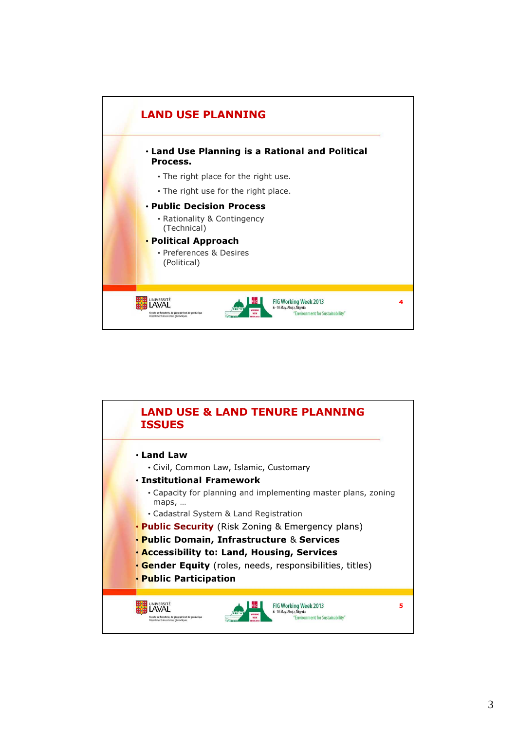## LAND USE PLANNING

- **Land Use Planning is a Rational and Political Process.**
  - The right place for the right use.
  - The right use for the right place.
- **Public Decision Process**
  - Rationality & Contingency (Technical)
- **Political Approach**
  - Preferences & Desires (Political)

## LAND USE & LAND TENURE PLANNING ISSUES

- **Land Law**
  - Civil, Common Law, Islamic, Customary
- **Institutional Framework**
  - Capacity for planning and implementing master plans, zoning maps, …
  - Cadastral System & Land Registration
- **Public Security** (Risk Zoning & Emergency plans)
- **Public Domain, Infrastructure** & **Services**
- **Accessibility to: Land, Housing, Services**
- **Gender Equity** (roles, needs, responsibilities, titles)
- **Public Participation**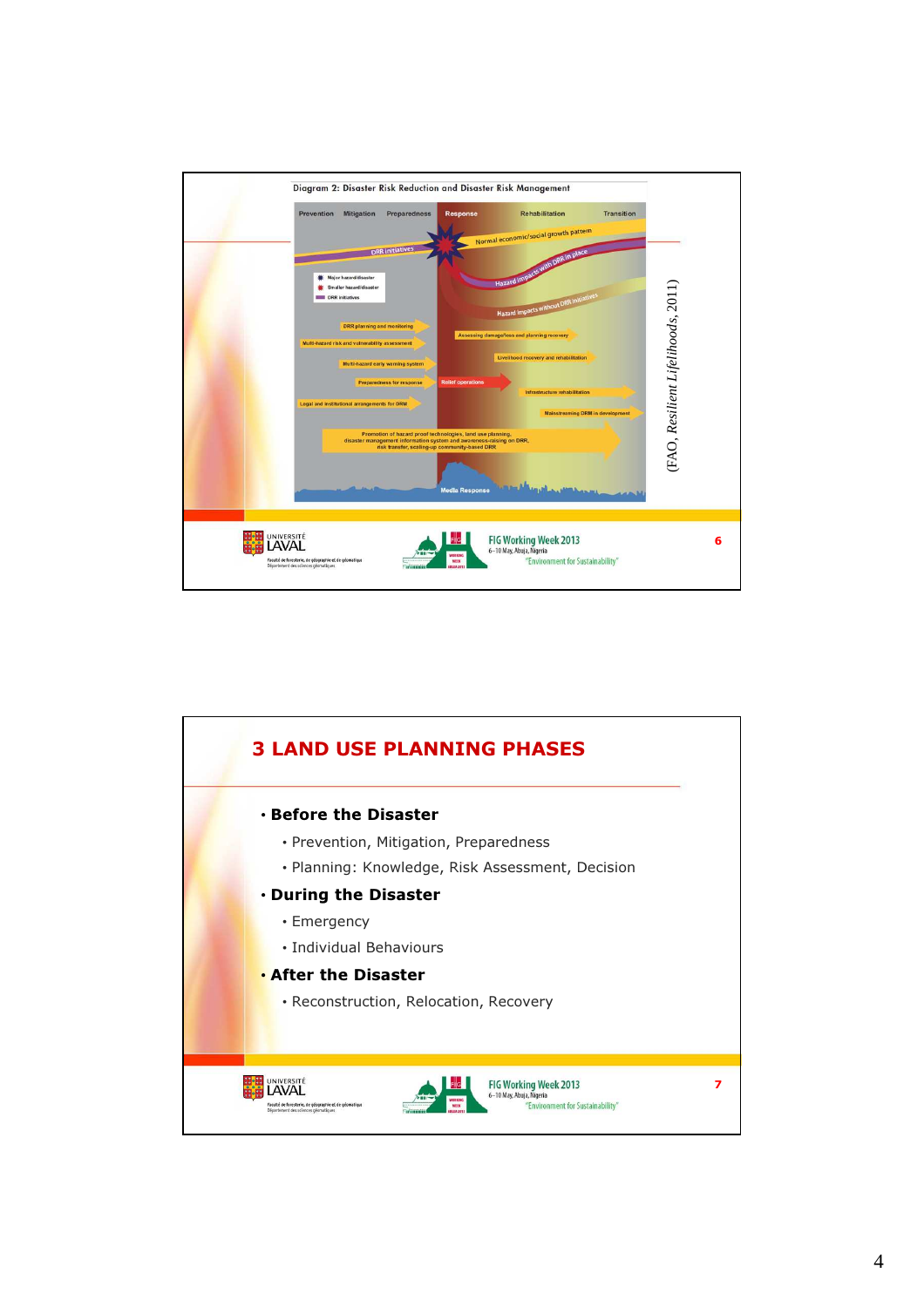Diagram 2: Disaster Risk Reduction and Disaster Risk Management

Prevention | Mitigation | Preparedness | Response | Rehabilitation | Transition

Normal economic/social growth pattern

DRR initiatives

Hazard impacts with DRR in place

Hazard impacts without DRR initiatives

Major hazard/disaster
Smaller hazard/disaster
DRR initiatives

DRR planning and monitoring

Multi-hazard risk and vulnerability assessment

Multi-hazard early warning system

Preparedness for response

Legal and institutional arrangements for DRM

Assessing damage/loss and planning recovery

Livelihood recovery and rehabilitation

Relief operations

Infrastructure rehabilitation

Mainstreaming DRM in development

Promotion of hazard proof technologies, land use planning, disaster management information system and awareness-raising on DRR, risk transfer, scaling-up community-based DRR

Media Response

(FAO, *Resilient Lifelihoods*, 2011)

## 3 LAND USE PLANNING PHASES

- **Before the Disaster**
  - Prevention, Mitigation, Preparedness
  - Planning: Knowledge, Risk Assessment, Decision
- **During the Disaster**
  - Emergency
  - Individual Behaviours
- **After the Disaster**
  - Reconstruction, Relocation, Recovery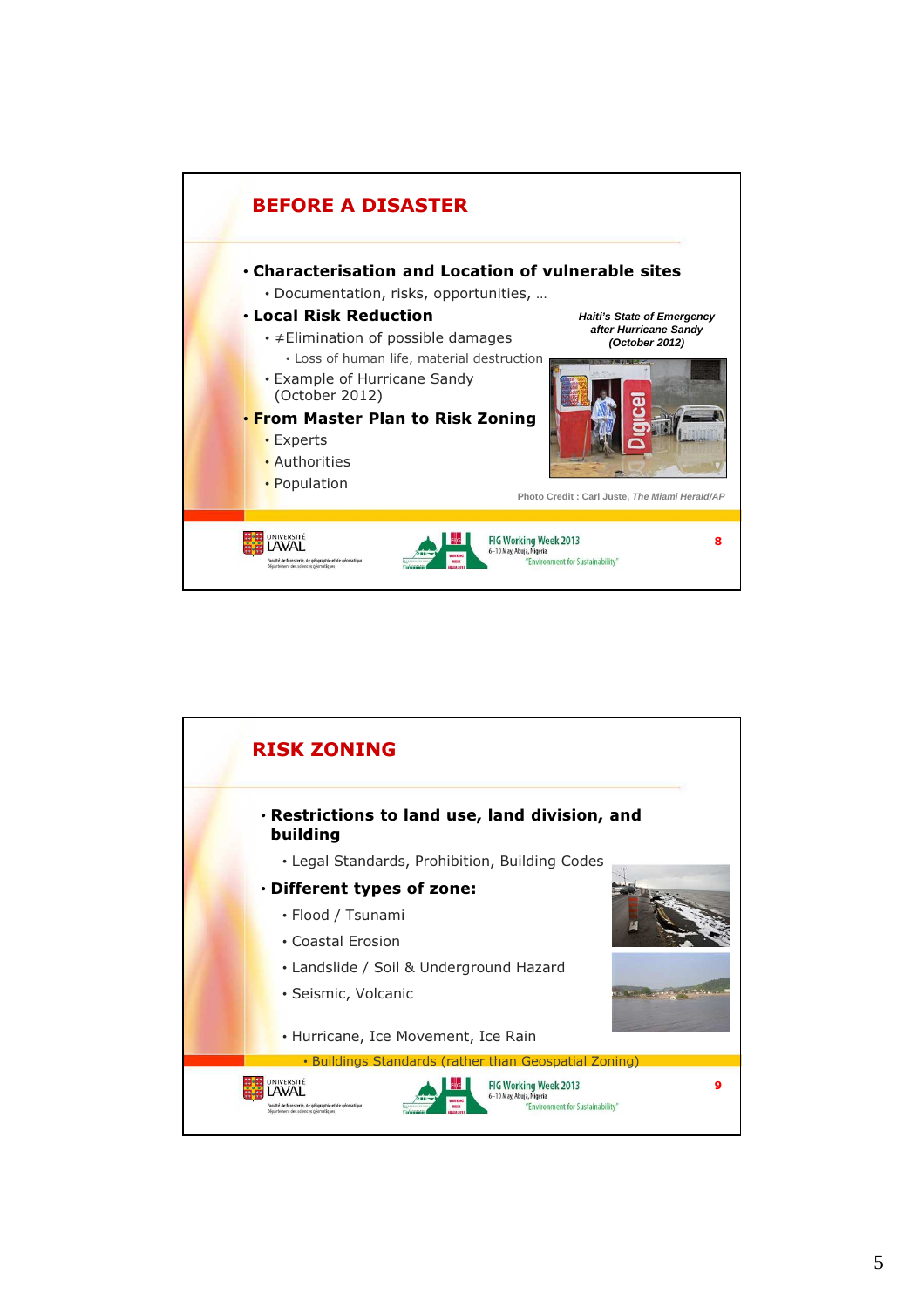## BEFORE A DISASTER

- **Characterisation and Location of vulnerable sites**
  - Documentation, risks, opportunities, …
- **Local Risk Reduction**
  - ≠Elimination of possible damages
    - Loss of human life, material destruction
  - Example of Hurricane Sandy (October 2012)
- **From Master Plan to Risk Zoning**
  - Experts
  - Authorities
  - Population

***Haiti's State of Emergency after Hurricane Sandy (October 2012)***

Photo Credit : Carl Juste, *The Miami Herald/AP*

## RISK ZONING

- **Restrictions to land use, land division, and building**
  - Legal Standards, Prohibition, Building Codes
- **Different types of zone:**
  - Flood / Tsunami
  - Coastal Erosion
  - Landslide / Soil & Underground Hazard
  - Seismic, Volcanic
  - Hurricane, Ice Movement, Ice Rain
    - Buildings Standards (rather than Geospatial Zoning)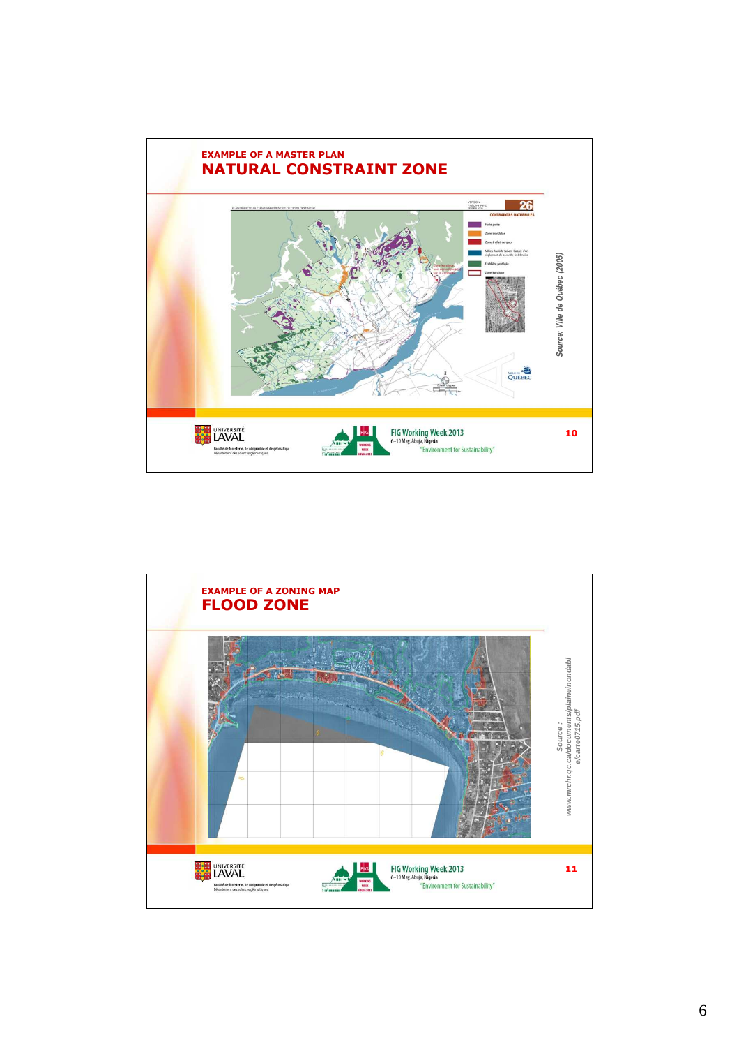EXAMPLE OF A MASTER PLAN

## NATURAL CONSTRAINT ZONE

*Source: Ville de Québec (2005)*

10

EXAMPLE OF A ZONING MAP

## FLOOD ZONE

*Source : www.mrchr.qc.ca/documents/plaineinondable/carte0715.pdf*

11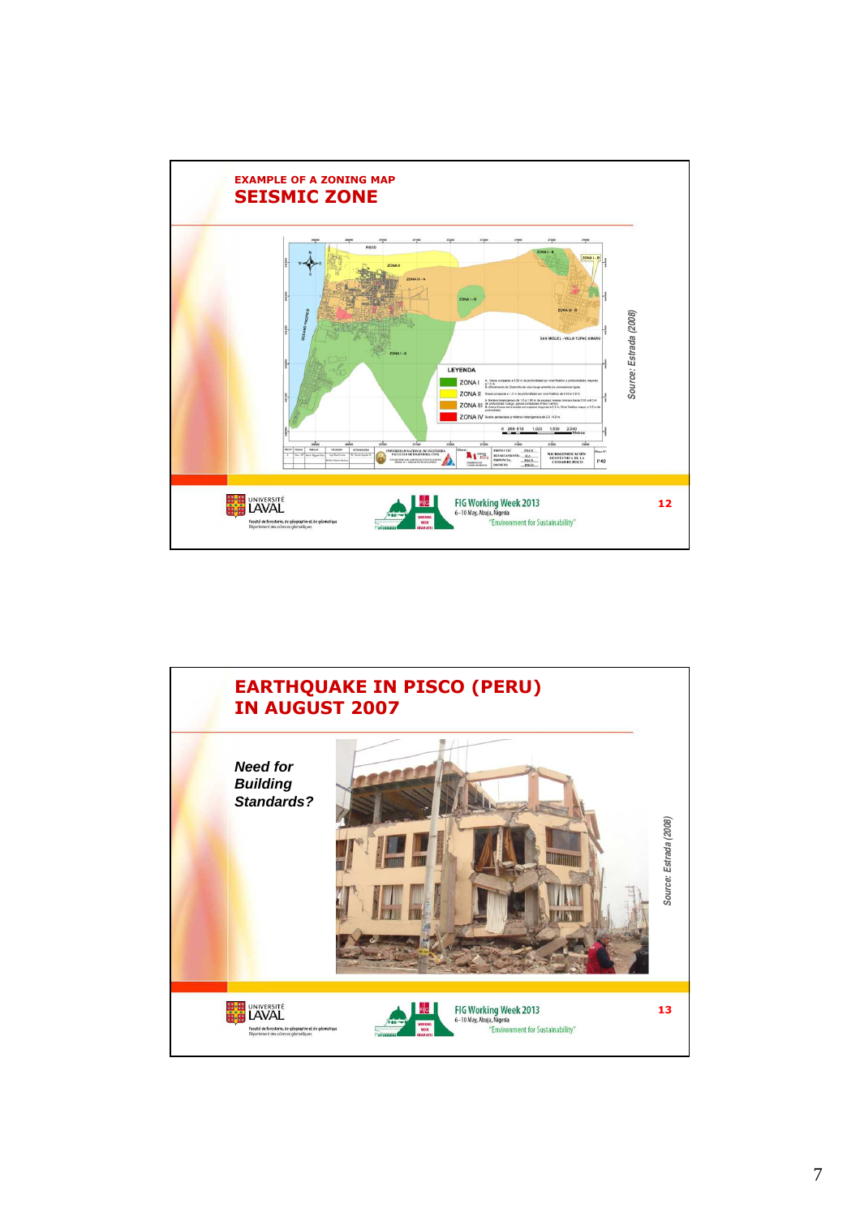## EXAMPLE OF A ZONING MAP

# SEISMIC ZONE

LEYENDA

- ZONA I
- ZONA II
- ZONA III
- ZONA IV

*Source: Estrada (2008)*

12

# EARTHQUAKE IN PISCO (PERU) IN AUGUST 2007

***Need for Building Standards?***

*Source: Estrada (2008)*

13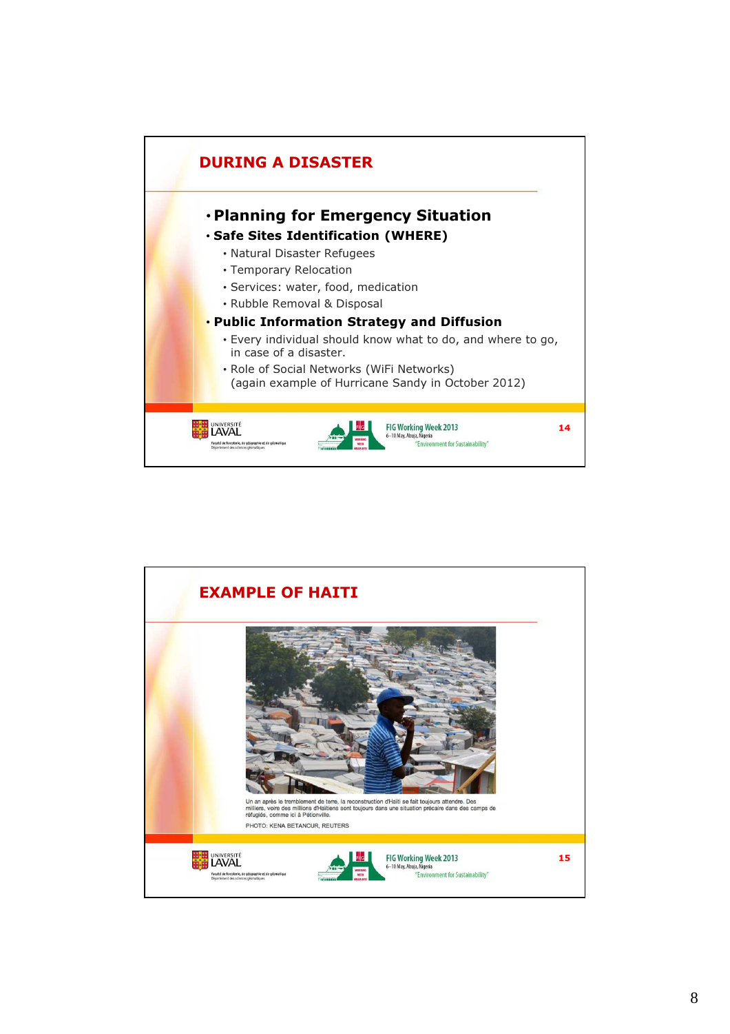## DURING A DISASTER

- **Planning for Emergency Situation**
- **Safe Sites Identification (WHERE)**
  - Natural Disaster Refugees
  - Temporary Relocation
  - Services: water, food, medication
  - Rubble Removal & Disposal
- **Public Information Strategy and Diffusion**
  - Every individual should know what to do, and where to go, in case of a disaster.
  - Role of Social Networks (WiFi Networks) (again example of Hurricane Sandy in October 2012)

## EXAMPLE OF HAITI

Un an après le tremblement de terre, la reconstruction d'Haïti se fait toujours attendre. Des milliers, voire des millions d'Haïtiens sont toujours dans une situation précaire dans des camps de réfugiés, comme ici à Pétionville.

PHOTO: KENA BETANCUR, REUTERS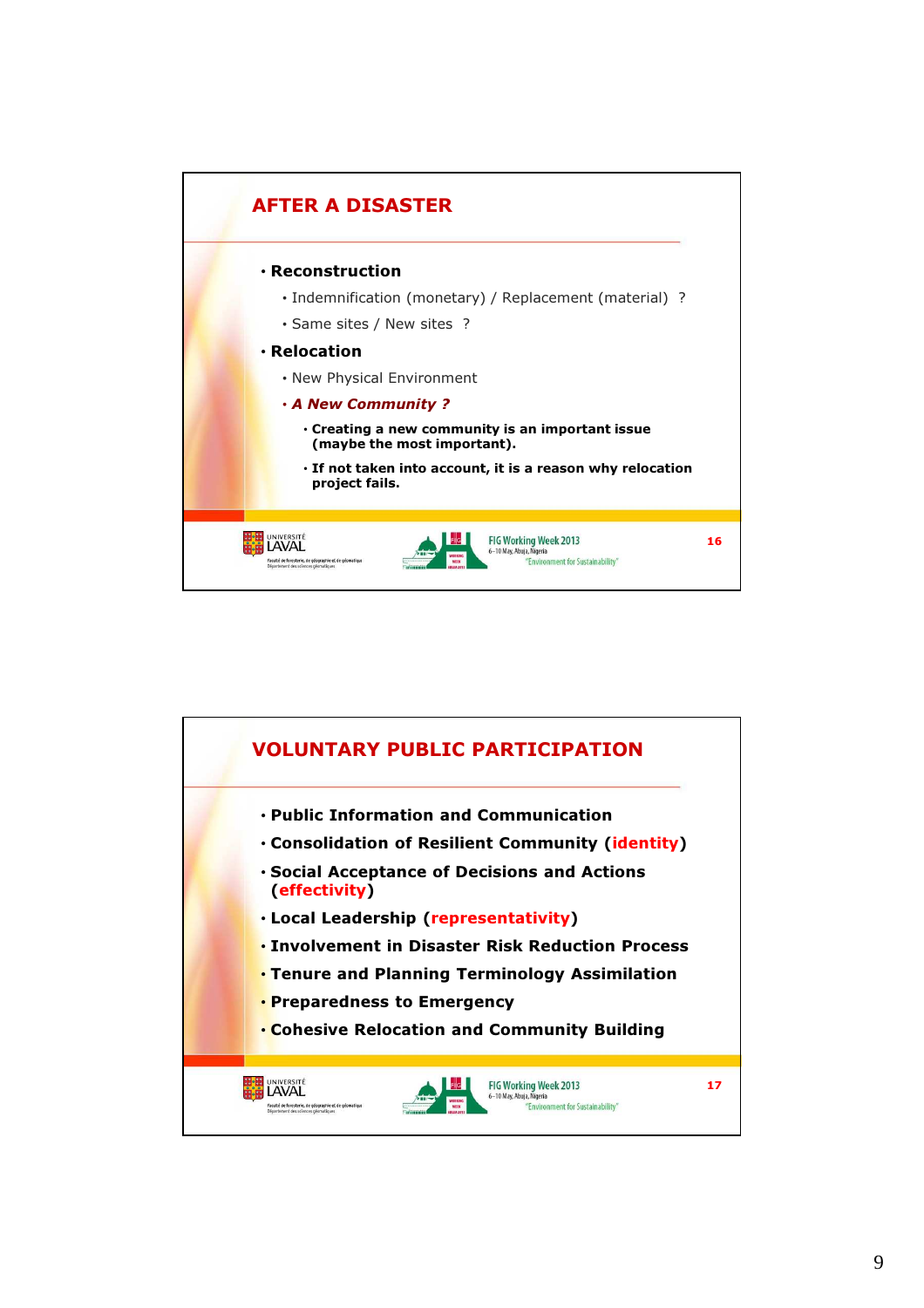## AFTER A DISASTER

- **Reconstruction**
  - Indemnification (monetary) / Replacement (material) ?
  - Same sites / New sites ?
- **Relocation**
  - New Physical Environment
  - ***A New Community ?***
    - **Creating a new community is an important issue (maybe the most important).**
    - **If not taken into account, it is a reason why relocation project fails.**

## VOLUNTARY PUBLIC PARTICIPATION

- **Public Information and Communication**
- **Consolidation of Resilient Community (identity)**
- **Social Acceptance of Decisions and Actions (effectivity)**
- **Local Leadership (representativity)**
- **Involvement in Disaster Risk Reduction Process**
- **Tenure and Planning Terminology Assimilation**
- **Preparedness to Emergency**
- **Cohesive Relocation and Community Building**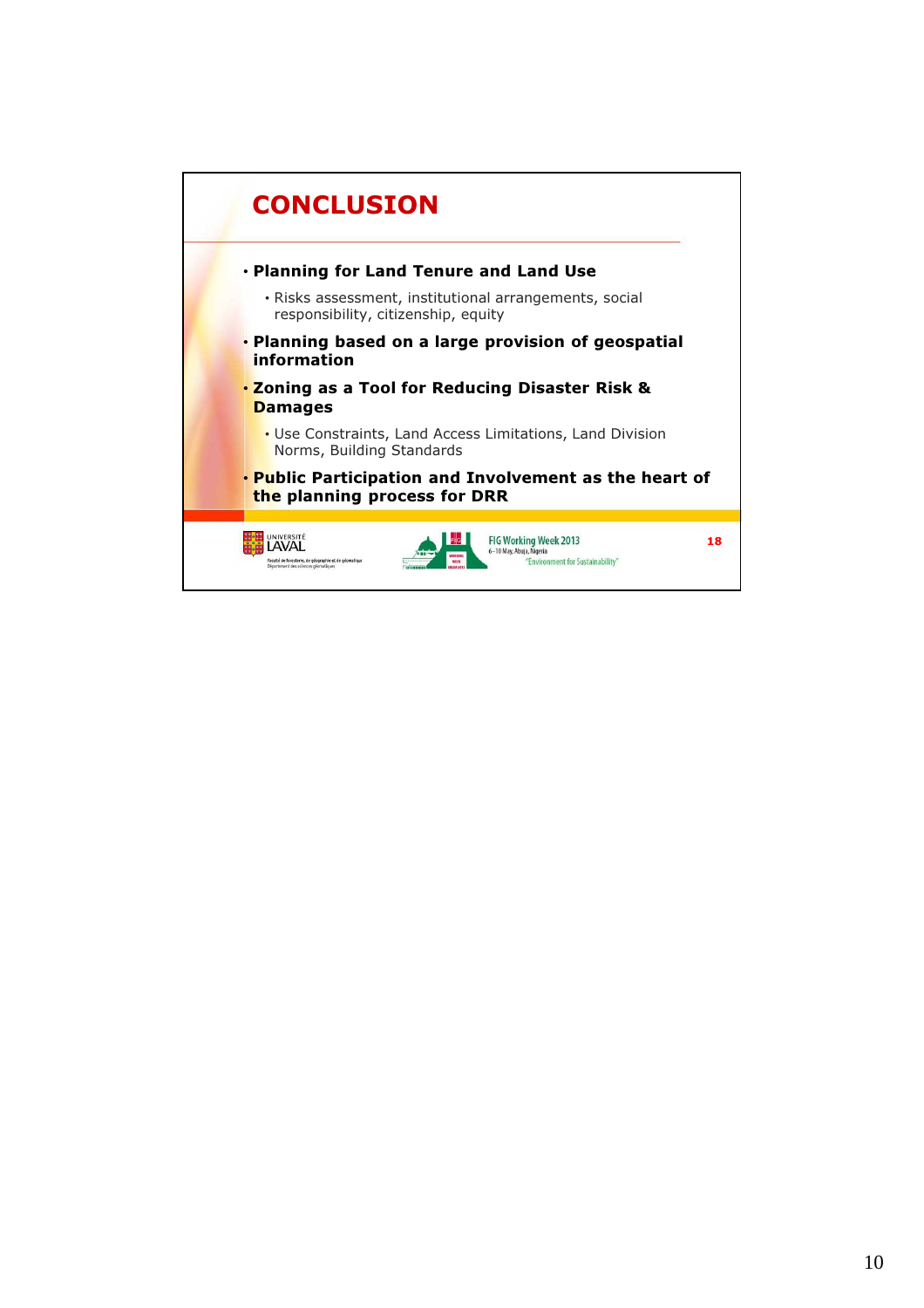# CONCLUSION

- **Planning for Land Tenure and Land Use**
  - Risks assessment, institutional arrangements, social responsibility, citizenship, equity
- **Planning based on a large provision of geospatial information**
- **Zoning as a Tool for Reducing Disaster Risk & Damages**
  - Use Constraints, Land Access Limitations, Land Division Norms, Building Standards
- **Public Participation and Involvement as the heart of the planning process for DRR**

UNIVERSITÉ LAVAL

FIG Working Week 2013
6–10 May, Abuja, Nigeria
"Environment for Sustainability"